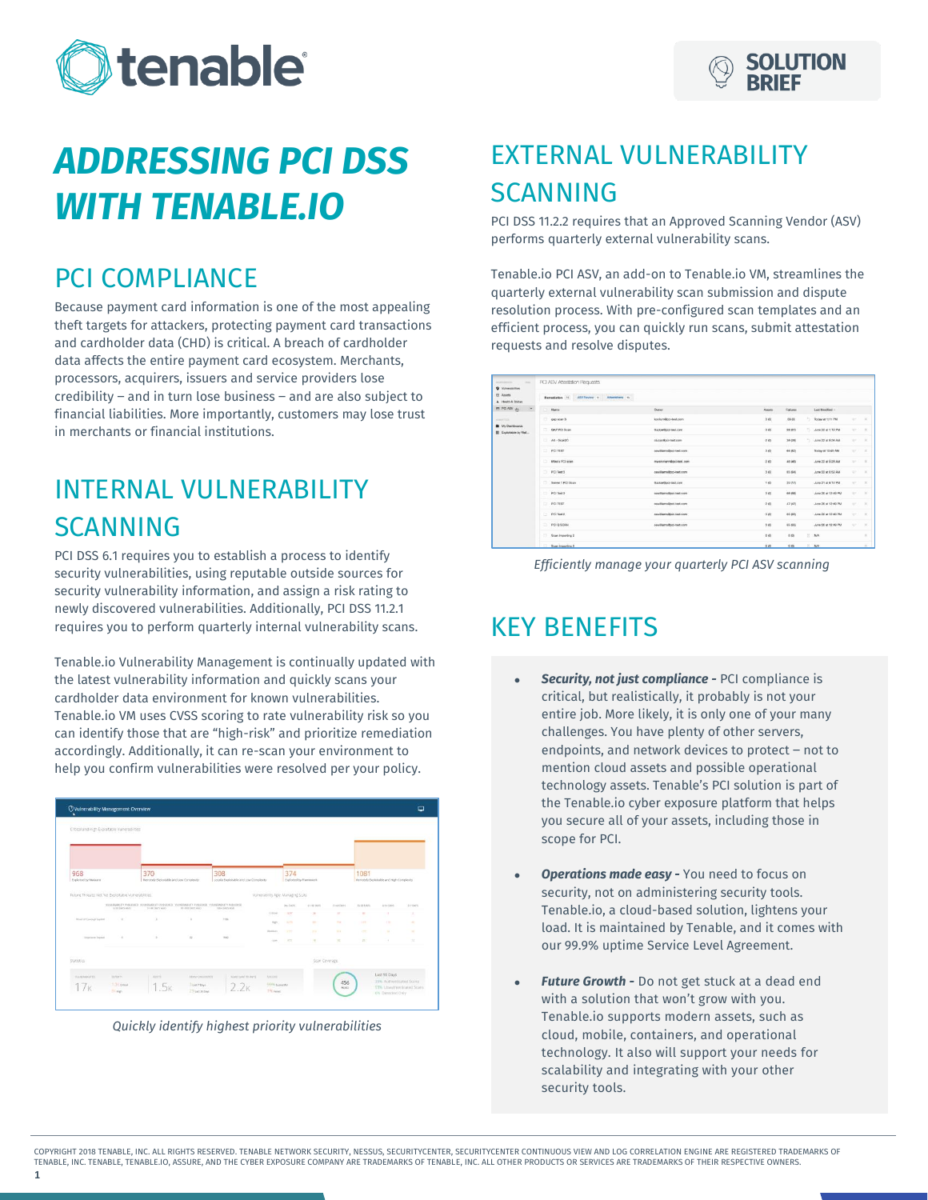# ADDRESSING PCI DSS WITH TENABLE.IO

## PCI COMPLIANCE

Because payment card information is one of the most appealing theft targets for attackers, protecting payment card transactions and cardholder data (CHD) is critical. A breach of cardholder data affects the entire payment card ecosystem. Merchants, processors, acquirers, issuers and service providers lose credibility – and in turn lose business – and are also subject to financial liabilities. More importantly, customers may lose trust in merchants or financial institutions.

## INTERNAL VULNERABILITY SCANNING

PCI DSS 6.1 requires you to establish a process to identify security vulnerabilities, using reputable outside sources for security vulnerability information, and assign a risk rating to newly discovered vulnerabilities. Additionally, PCI DSS 11.2.1 requires you to perform quarterly internal vulnerability scans.

Tenable.io Vulnerability Management is continually updated with the latest vulnerability information and quickly scans your cardholder data environment for known vulnerabilities. Tenable.io VM uses CVSS scoring to rate vulnerability risk so you can identify those that are "high-risk" and prioritize remediation accordingly. Additionally, it can re-scan your environment to help you confirm vulnerabilities were resolved per your policy.

*Quickly identify highest priority vulnerabilities*

## EXTERNAL VULNERABILITY SCANNING

PCI DSS 11.2.2 requires that an Approved Scanning Vendor (ASV) performs quarterly external vulnerability scans.

Tenable.io PCI ASV, an add-on to Tenable.io VM, streamlines the quarterly external vulnerability scan submission and dispute resolution process. With pre-configured scan templates and an efficient process, you can quickly run scans, submit attestation requests and resolve disputes.

*Efficiently manage your quarterly PCI ASV scanning*

## KEY BENEFITS

- ***Security, not just compliance -*** PCI compliance is critical, but realistically, it probably is not your entire job. More likely, it is only one of your many challenges. You have plenty of other servers, endpoints, and network devices to protect – not to mention cloud assets and possible operational technology assets. Tenable's PCI solution is part of the Tenable.io cyber exposure platform that helps you secure all of your assets, including those in scope for PCI.

- ***Operations made easy -*** You need to focus on security, not on administering security tools. Tenable.io, a cloud-based solution, lightens your load. It is maintained by Tenable, and it comes with our 99.9% uptime Service Level Agreement.

- ***Future Growth -*** Do not get stuck at a dead end with a solution that won't grow with you. Tenable.io supports modern assets, such as cloud, mobile, containers, and operational technology. It also will support your needs for scalability and integrating with your other security tools.

COPYRIGHT 2018 TENABLE, INC. ALL RIGHTS RESERVED. TENABLE NETWORK SECURITY, NESSUS, SECURITYCENTER, SECURITYCENTER CONTINUOUS VIEW AND LOG CORRELATION ENGINE ARE REGISTERED TRADEMARKS OF TENABLE, INC. TENABLE, TENABLE.IO, ASSURE, AND THE CYBER EXPOSURE COMPANY ARE TRADEMARKS OF TENABLE, INC. ALL OTHER PRODUCTS OR SERVICES ARE TRADEMARKS OF THEIR RESPECTIVE OWNERS.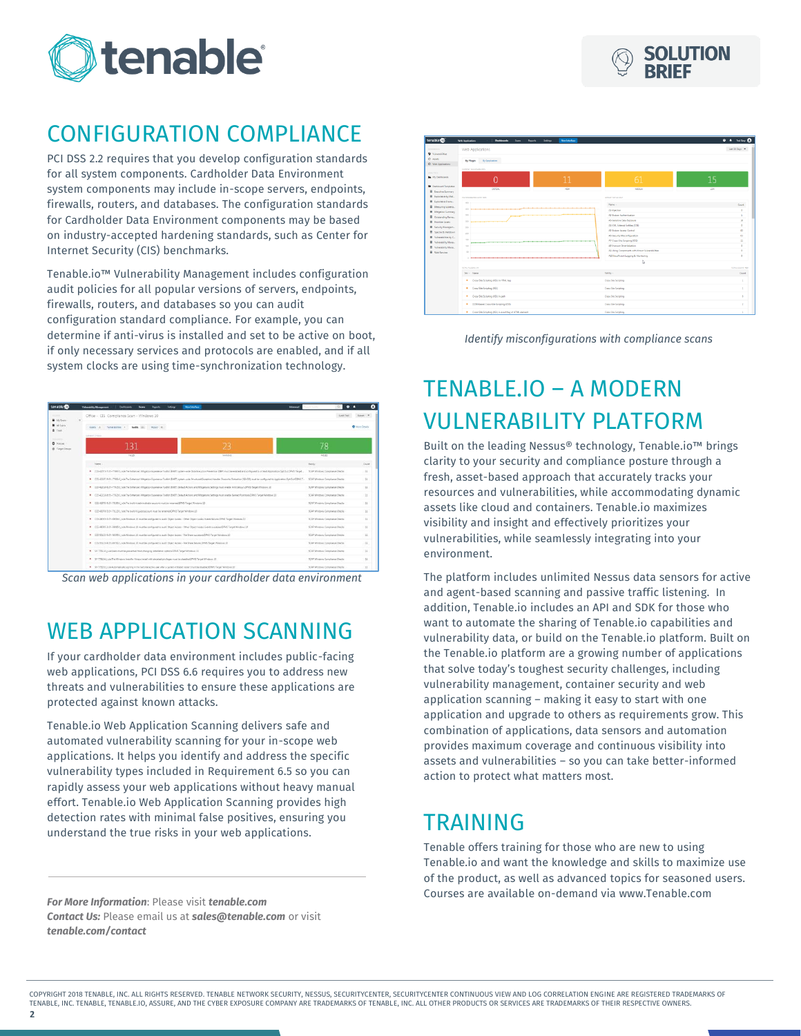## CONFIGURATION COMPLIANCE

PCI DSS 2.2 requires that you develop configuration standards for all system components. Cardholder Data Environment system components may include in-scope servers, endpoints, firewalls, routers, and databases. The configuration standards for Cardholder Data Environment components may be based on industry-accepted hardening standards, such as Center for Internet Security (CIS) benchmarks.

Tenable.io™ Vulnerability Management includes configuration audit policies for all popular versions of servers, endpoints, firewalls, routers, and databases so you can audit configuration standard compliance. For example, you can determine if anti-virus is installed and set to be active on boot, if only necessary services and protocols are enabled, and if all system clocks are using time-synchronization technology.

*Scan web applications in your cardholder data environment*

## WEB APPLICATION SCANNING

If your cardholder data environment includes public-facing web applications, PCI DSS 6.6 requires you to address new threats and vulnerabilities to ensure these applications are protected against known attacks.

Tenable.io Web Application Scanning delivers safe and automated vulnerability scanning for your in-scope web applications. It helps you identify and address the specific vulnerability types included in Requirement 6.5 so you can rapidly assess your web applications without heavy manual effort. Tenable.io Web Application Scanning provides high detection rates with minimal false positives, ensuring you understand the true risks in your web applications.

*Identify misconfigurations with compliance scans*

## TENABLE.IO – A MODERN VULNERABILITY PLATFORM

Built on the leading Nessus® technology, Tenable.io™ brings clarity to your security and compliance posture through a fresh, asset-based approach that accurately tracks your resources and vulnerabilities, while accommodating dynamic assets like cloud and containers. Tenable.io maximizes visibility and insight and effectively prioritizes your vulnerabilities, while seamlessly integrating into your environment.

The platform includes unlimited Nessus data sensors for active and agent-based scanning and passive traffic listening. In addition, Tenable.io includes an API and SDK for those who want to automate the sharing of Tenable.io capabilities and vulnerability data, or build on the Tenable.io platform. Built on the Tenable.io platform are a growing number of applications that solve today's toughest security challenges, including vulnerability management, container security and web application scanning – making it easy to start with one application and upgrade to others as requirements grow. This combination of applications, data sensors and automation provides maximum coverage and continuous visibility into assets and vulnerabilities – so you can take better-informed action to protect what matters most.

## TRAINING

Tenable offers training for those who are new to using Tenable.io and want the knowledge and skills to maximize use of the product, as well as advanced topics for seasoned users. Courses are available on-demand via www.Tenable.com

***For More Information***: Please visit ***tenable.com***
***Contact Us:*** Please email us at ***sales@tenable.com*** or visit ***tenable.com/contact***

COPYRIGHT 2018 TENABLE, INC. ALL RIGHTS RESERVED. TENABLE NETWORK SECURITY, NESSUS, SECURITYCENTER, SECURITYCENTER CONTINUOUS VIEW AND LOG CORRELATION ENGINE ARE REGISTERED TRADEMARKS OF TENABLE, INC. TENABLE, TENABLE.IO, ASSURE, AND THE CYBER EXPOSURE COMPANY ARE TRADEMARKS OF TENABLE, INC. ALL OTHER PRODUCTS OR SERVICES ARE TRADEMARKS OF THEIR RESPECTIVE OWNERS.